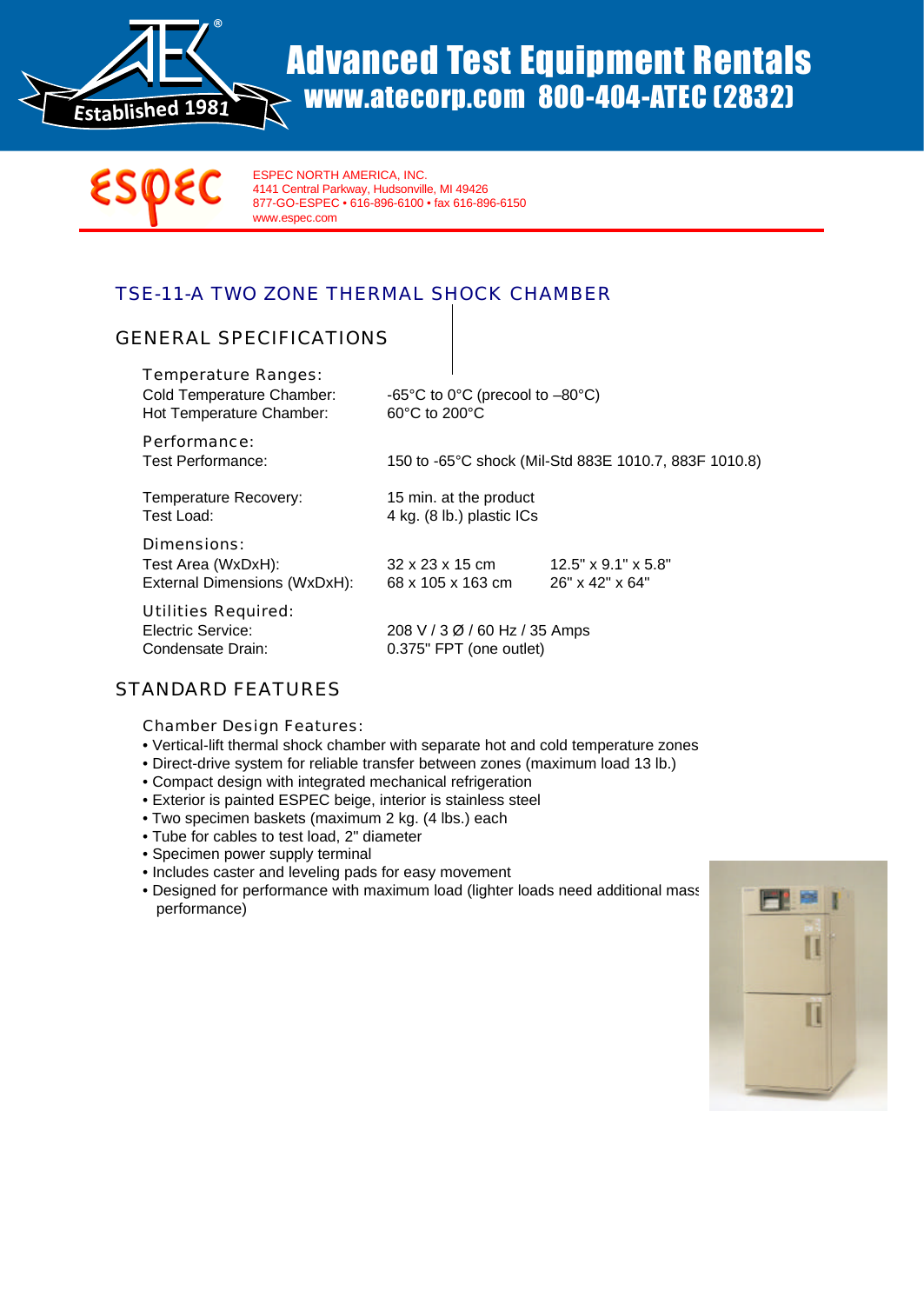# Advanced Test Equipment Rentals

**www.atecorp.com 800-404-ATEC (2832)**

Established 1981

ESPEC NORTH AMERICA, INC.
4141 Central Parkway, Hudsonville, MI 49426
877-GO-ESPEC • 616-896-6100 • fax 616-896-6150
www.espec.com

## TSE-11-A TWO ZONE THERMAL SHOCK CHAMBER

### GENERAL SPECIFICATIONS

**Temperature Ranges:**

| | | |
|---|---|---|
| Cold Temperature Chamber: | -65°C to 0°C (precool to –80°C) | |
| Hot Temperature Chamber: | 60°C to 200°C | |

**Performance:**

| | | |
|---|---|---|
| Test Performance: | 150 to -65°C shock (Mil-Std 883E 1010.7, 883F 1010.8) | |
| Temperature Recovery: | 15 min. at the product | |
| Test Load: | 4 kg. (8 lb.) plastic ICs | |

**Dimensions:**

| | | |
|---|---|---|
| Test Area (WxDxH): | 32 x 23 x 15 cm | 12.5" x 9.1" x 5.8" |
| External Dimensions (WxDxH): | 68 x 105 x 163 cm | 26" x 42" x 64" |

**Utilities Required:**

| | | |
|---|---|---|
| Electric Service: | 208 V / 3 Ø / 60 Hz / 35 Amps | |
| Condensate Drain: | 0.375" FPT (one outlet) | |

### STANDARD FEATURES

**Chamber Design Features:**

- Vertical-lift thermal shock chamber with separate hot and cold temperature zones
- Direct-drive system for reliable transfer between zones (maximum load 13 lb.)
- Compact design with integrated mechanical refrigeration
- Exterior is painted ESPEC beige, interior is stainless steel
- Two specimen baskets (maximum 2 kg. (4 lbs.) each
- Tube for cables to test load, 2" diameter
- Specimen power supply terminal
- Includes caster and leveling pads for easy movement
- Designed for performance with maximum load (lighter loads need additional mass performance)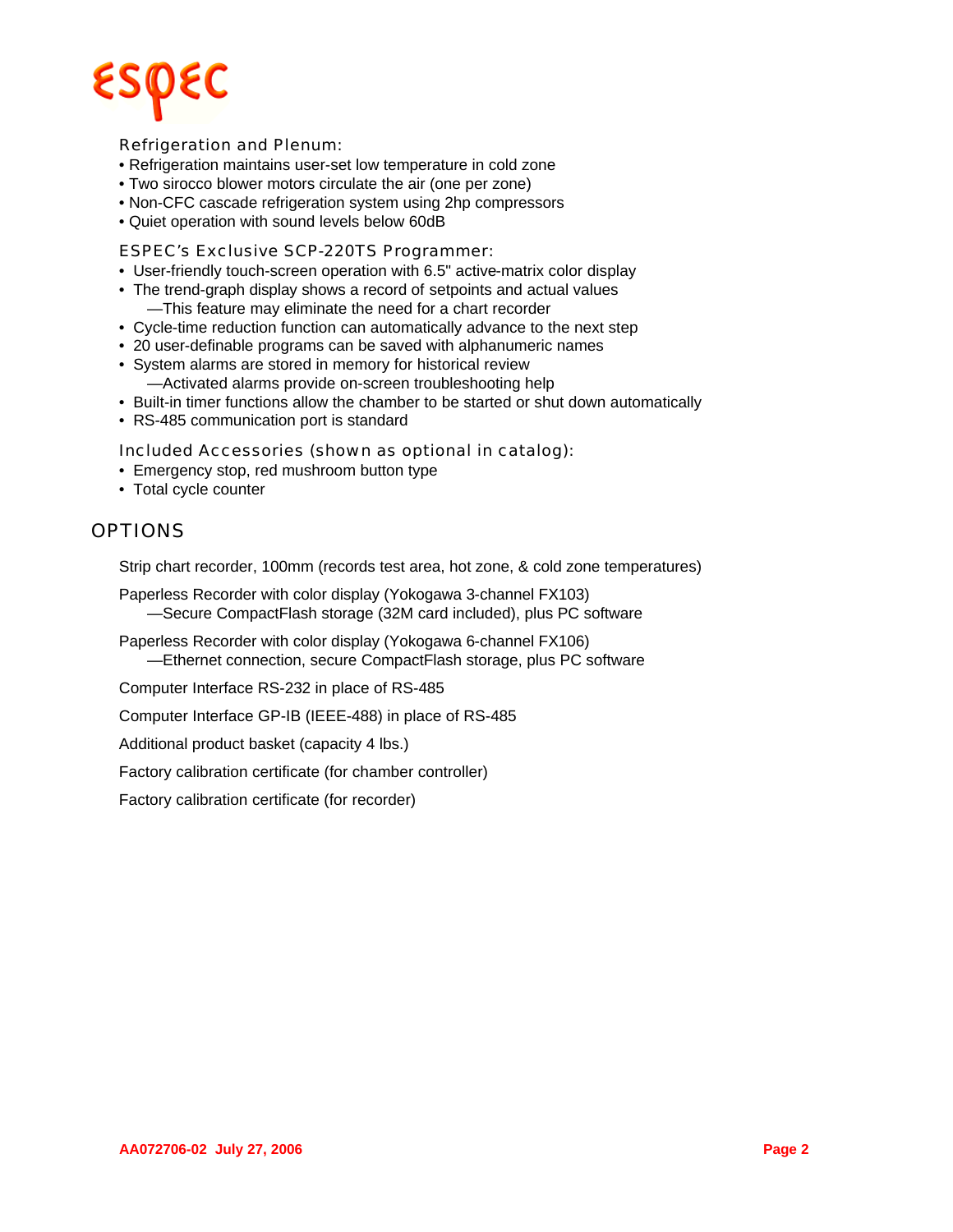### Refrigeration and Plenum:

- Refrigeration maintains user-set low temperature in cold zone
- Two sirocco blower motors circulate the air (one per zone)
- Non-CFC cascade refrigeration system using 2hp compressors
- Quiet operation with sound levels below 60dB

### ESPEC's Exclusive SCP-220TS Programmer:

- User-friendly touch-screen operation with 6.5" active-matrix color display
- The trend-graph display shows a record of setpoints and actual values
  —This feature may eliminate the need for a chart recorder
- Cycle-time reduction function can automatically advance to the next step
- 20 user-definable programs can be saved with alphanumeric names
- System alarms are stored in memory for historical review
  —Activated alarms provide on-screen troubleshooting help
- Built-in timer functions allow the chamber to be started or shut down automatically
- RS-485 communication port is standard

### Included Accessories (shown as optional in catalog):

- Emergency stop, red mushroom button type
- Total cycle counter

## OPTIONS

Strip chart recorder, 100mm (records test area, hot zone, & cold zone temperatures)

Paperless Recorder with color display (Yokogawa 3-channel FX103)
—Secure CompactFlash storage (32M card included), plus PC software

Paperless Recorder with color display (Yokogawa 6-channel FX106)
—Ethernet connection, secure CompactFlash storage, plus PC software

Computer Interface RS-232 in place of RS-485

Computer Interface GP-IB (IEEE-488) in place of RS-485

Additional product basket (capacity 4 lbs.)

Factory calibration certificate (for chamber controller)

Factory calibration certificate (for recorder)